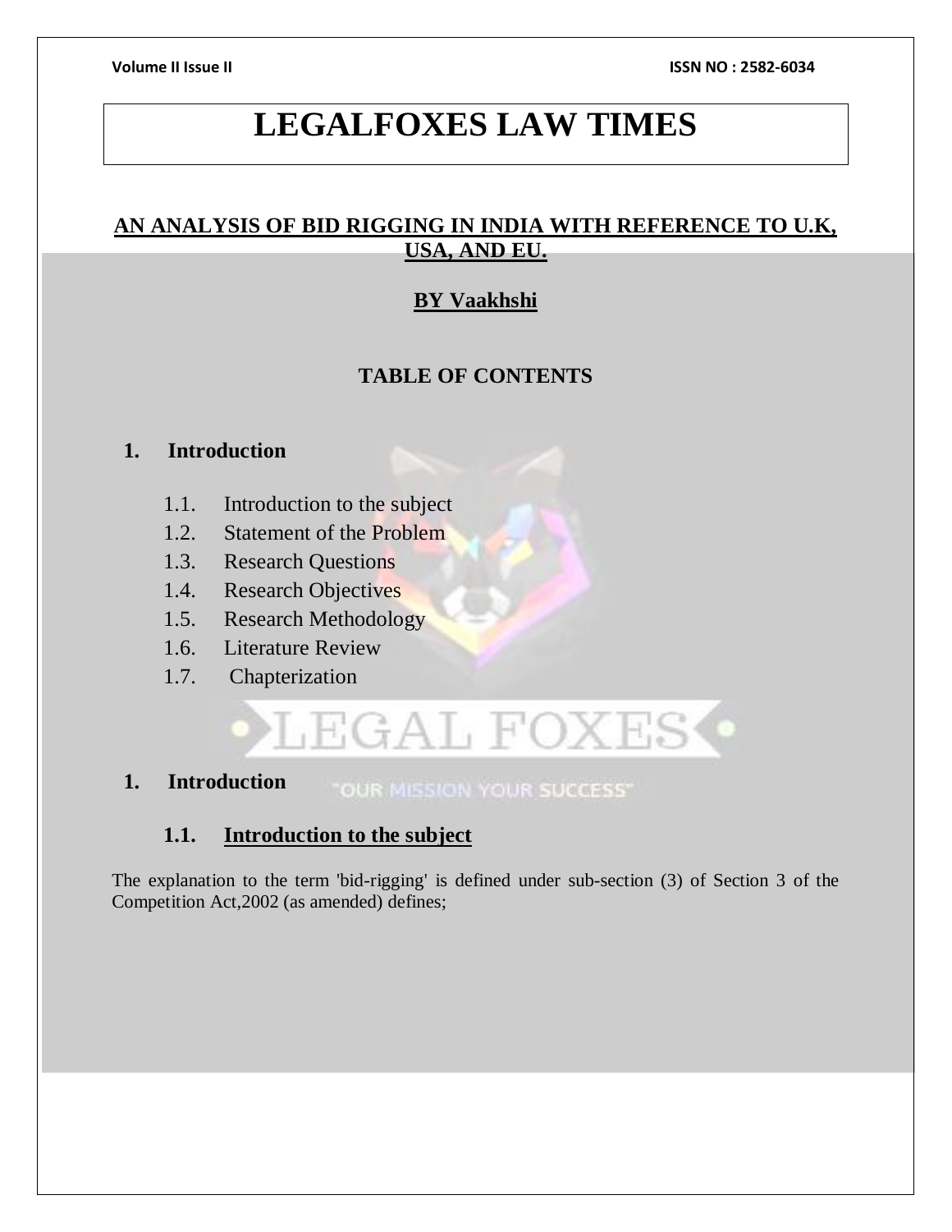# LEGALFOXES LAW TIMES

## AN ANALYSIS OF BID RIGGING IN INDIA WITH REFERENCE TO U.K, USA, AND EU.

**BY Vaakhshi**

### TABLE OF CONTENTS

1. **Introduction**
    - 1.1. Introduction to the subject
    - 1.2. Statement of the Problem
    - 1.3. Research Questions
    - 1.4. Research Objectives
    - 1.5. Research Methodology
    - 1.6. Literature Review
    - 1.7. Chapterization

## 1. Introduction

### 1.1. Introduction to the subject

The explanation to the term 'bid-rigging' is defined under sub-section (3) of Section 3 of the Competition Act,2002 (as amended) defines;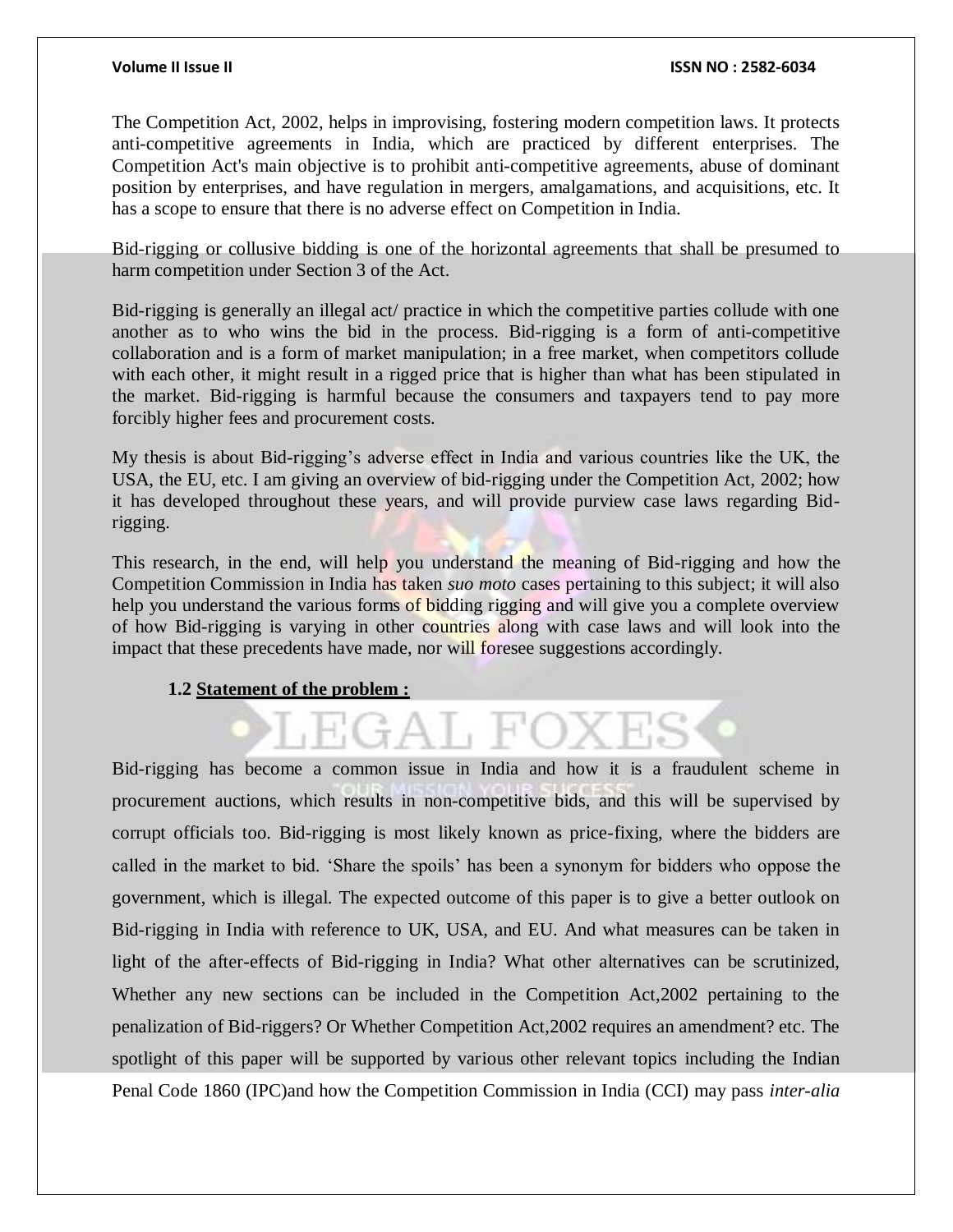The Competition Act, 2002, helps in improvising, fostering modern competition laws. It protects anti-competitive agreements in India, which are practiced by different enterprises. The Competition Act's main objective is to prohibit anti-competitive agreements, abuse of dominant position by enterprises, and have regulation in mergers, amalgamations, and acquisitions, etc. It has a scope to ensure that there is no adverse effect on Competition in India.

Bid-rigging or collusive bidding is one of the horizontal agreements that shall be presumed to harm competition under Section 3 of the Act.

Bid-rigging is generally an illegal act/ practice in which the competitive parties collude with one another as to who wins the bid in the process. Bid-rigging is a form of anti-competitive collaboration and is a form of market manipulation; in a free market, when competitors collude with each other, it might result in a rigged price that is higher than what has been stipulated in the market. Bid-rigging is harmful because the consumers and taxpayers tend to pay more forcibly higher fees and procurement costs.

My thesis is about Bid-rigging's adverse effect in India and various countries like the UK, the USA, the EU, etc. I am giving an overview of bid-rigging under the Competition Act, 2002; how it has developed throughout these years, and will provide purview case laws regarding Bid-rigging.

This research, in the end, will help you understand the meaning of Bid-rigging and how the Competition Commission in India has taken *suo moto* cases pertaining to this subject; it will also help you understand the various forms of bidding rigging and will give you a complete overview of how Bid-rigging is varying in other countries along with case laws and will look into the impact that these precedents have made, nor will foresee suggestions accordingly.

### 1.2 Statement of the problem :

Bid-rigging has become a common issue in India and how it is a fraudulent scheme in procurement auctions, which results in non-competitive bids, and this will be supervised by corrupt officials too. Bid-rigging is most likely known as price-fixing, where the bidders are called in the market to bid. 'Share the spoils' has been a synonym for bidders who oppose the government, which is illegal. The expected outcome of this paper is to give a better outlook on Bid-rigging in India with reference to UK, USA, and EU. And what measures can be taken in light of the after-effects of Bid-rigging in India? What other alternatives can be scrutinized, Whether any new sections can be included in the Competition Act,2002 pertaining to the penalization of Bid-riggers? Or Whether Competition Act,2002 requires an amendment? etc. The spotlight of this paper will be supported by various other relevant topics including the Indian Penal Code 1860 (IPC)and how the Competition Commission in India (CCI) may pass *inter-alia*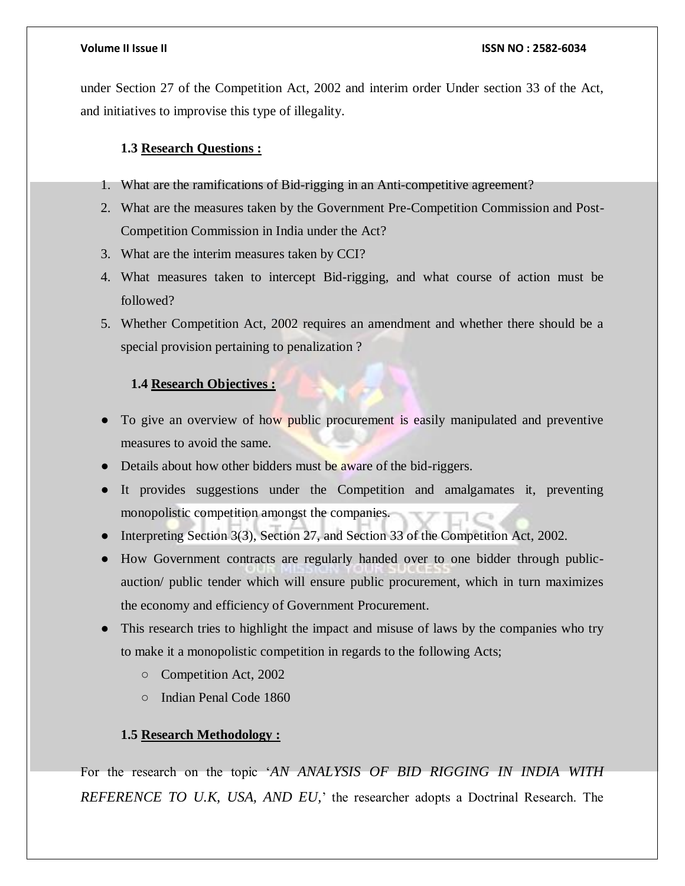under Section 27 of the Competition Act, 2002 and interim order Under section 33 of the Act, and initiatives to improvise this type of illegality.

### 1.3 <u>Research Questions :</u>

1. What are the ramifications of Bid-rigging in an Anti-competitive agreement?
2. What are the measures taken by the Government Pre-Competition Commission and Post-Competition Commission in India under the Act?
3. What are the interim measures taken by CCI?
4. What measures taken to intercept Bid-rigging, and what course of action must be followed?
5. Whether Competition Act, 2002 requires an amendment and whether there should be a special provision pertaining to penalization ?

### 1.4 <u>Research Objectives :</u>

- To give an overview of how public procurement is easily manipulated and preventive measures to avoid the same.
- Details about how other bidders must be aware of the bid-riggers.
- It provides suggestions under the Competition and amalgamates it, preventing monopolistic competition amongst the companies.
- Interpreting Section 3(3), Section 27, and Section 33 of the Competition Act, 2002.
- How Government contracts are regularly handed over to one bidder through public-auction/ public tender which will ensure public procurement, which in turn maximizes the economy and efficiency of Government Procurement.
- This research tries to highlight the impact and misuse of laws by the companies who try to make it a monopolistic competition in regards to the following Acts;
  - Competition Act, 2002
  - Indian Penal Code 1860

### 1.5 <u>Research Methodology :</u>

For the research on the topic '*AN ANALYSIS OF BID RIGGING IN INDIA WITH REFERENCE TO U.K, USA, AND EU,*' the researcher adopts a Doctrinal Research. The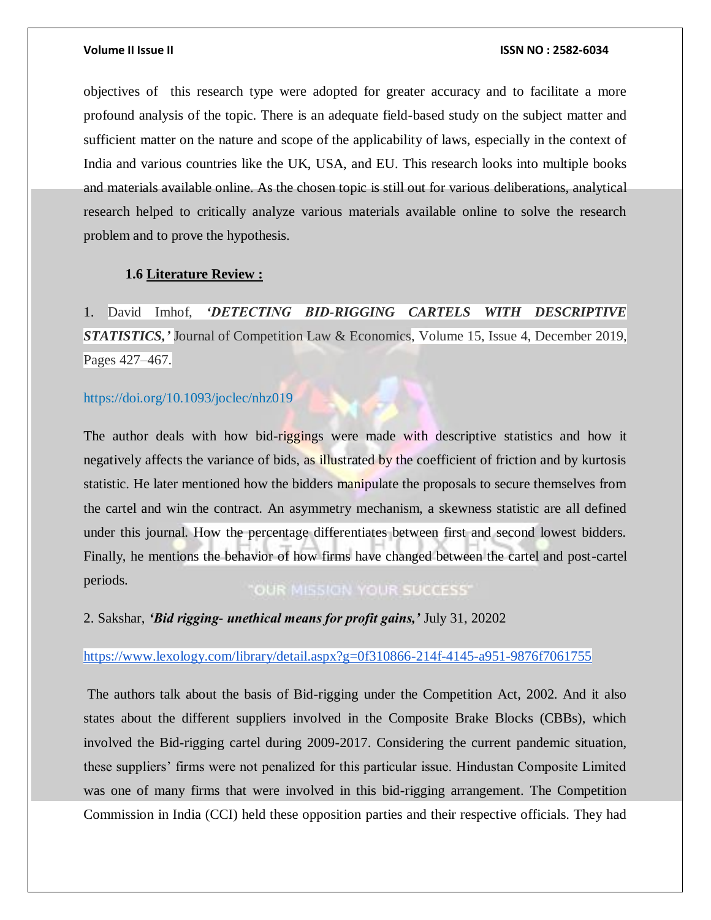objectives of this research type were adopted for greater accuracy and to facilitate a more profound analysis of the topic. There is an adequate field-based study on the subject matter and sufficient matter on the nature and scope of the applicability of laws, especially in the context of India and various countries like the UK, USA, and EU. This research looks into multiple books and materials available online. As the chosen topic is still out for various deliberations, analytical research helped to critically analyze various materials available online to solve the research problem and to prove the hypothesis.

### 1.6 Literature Review :

1. David Imhof, ***'DETECTING BID-RIGGING CARTELS WITH DESCRIPTIVE STATISTICS,'*** Journal of Competition Law & Economics, Volume 15, Issue 4, December 2019, Pages 427–467.

https://doi.org/10.1093/joclec/nhz019

The author deals with how bid-riggings were made with descriptive statistics and how it negatively affects the variance of bids, as illustrated by the coefficient of friction and by kurtosis statistic. He later mentioned how the bidders manipulate the proposals to secure themselves from the cartel and win the contract. An asymmetry mechanism, a skewness statistic are all defined under this journal. How the percentage differentiates between first and second lowest bidders. Finally, he mentions the behavior of how firms have changed between the cartel and post-cartel periods.

2. Sakshar, ***'Bid rigging- unethical means for profit gains,'*** July 31, 20202

https://www.lexology.com/library/detail.aspx?g=0f310866-214f-4145-a951-9876f7061755

The authors talk about the basis of Bid-rigging under the Competition Act, 2002. And it also states about the different suppliers involved in the Composite Brake Blocks (CBBs), which involved the Bid-rigging cartel during 2009-2017. Considering the current pandemic situation, these suppliers' firms were not penalized for this particular issue. Hindustan Composite Limited was one of many firms that were involved in this bid-rigging arrangement. The Competition Commission in India (CCI) held these opposition parties and their respective officials. They had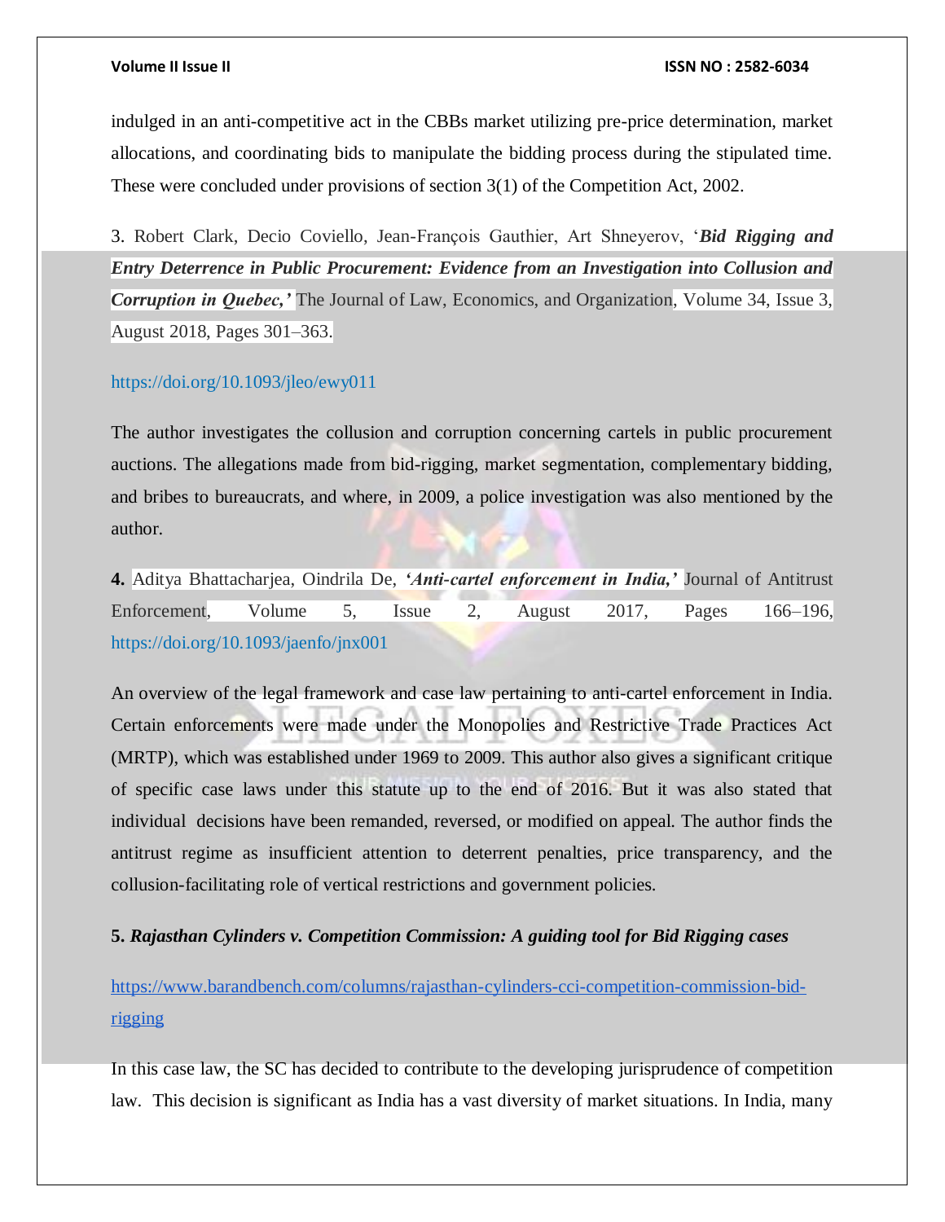indulged in an anti-competitive act in the CBBs market utilizing pre-price determination, market allocations, and coordinating bids to manipulate the bidding process during the stipulated time. These were concluded under provisions of section 3(1) of the Competition Act, 2002.

3. Robert Clark, Decio Coviello, Jean-François Gauthier, Art Shneyerov, '***Bid Rigging and Entry Deterrence in Public Procurement: Evidence from an Investigation into Collusion and Corruption in Quebec,'*** The Journal of Law, Economics, and Organization, Volume 34, Issue 3, August 2018, Pages 301–363.

https://doi.org/10.1093/jleo/ewy011

The author investigates the collusion and corruption concerning cartels in public procurement auctions. The allegations made from bid-rigging, market segmentation, complementary bidding, and bribes to bureaucrats, and where, in 2009, a police investigation was also mentioned by the author.

**4.** Aditya Bhattacharjea, Oindrila De, ***'Anti-cartel enforcement in India,'*** Journal of Antitrust Enforcement, Volume 5, Issue 2, August 2017, Pages 166–196, https://doi.org/10.1093/jaenfo/jnx001

An overview of the legal framework and case law pertaining to anti-cartel enforcement in India. Certain enforcements were made under the Monopolies and Restrictive Trade Practices Act (MRTP), which was established under 1969 to 2009. This author also gives a significant critique of specific case laws under this statute up to the end of 2016. But it was also stated that individual decisions have been remanded, reversed, or modified on appeal. The author finds the antitrust regime as insufficient attention to deterrent penalties, price transparency, and the collusion-facilitating role of vertical restrictions and government policies.

**5. *Rajasthan Cylinders v. Competition Commission: A guiding tool for Bid Rigging cases***

https://www.barandbench.com/columns/rajasthan-cylinders-cci-competition-commission-bid-rigging

In this case law, the SC has decided to contribute to the developing jurisprudence of competition law. This decision is significant as India has a vast diversity of market situations. In India, many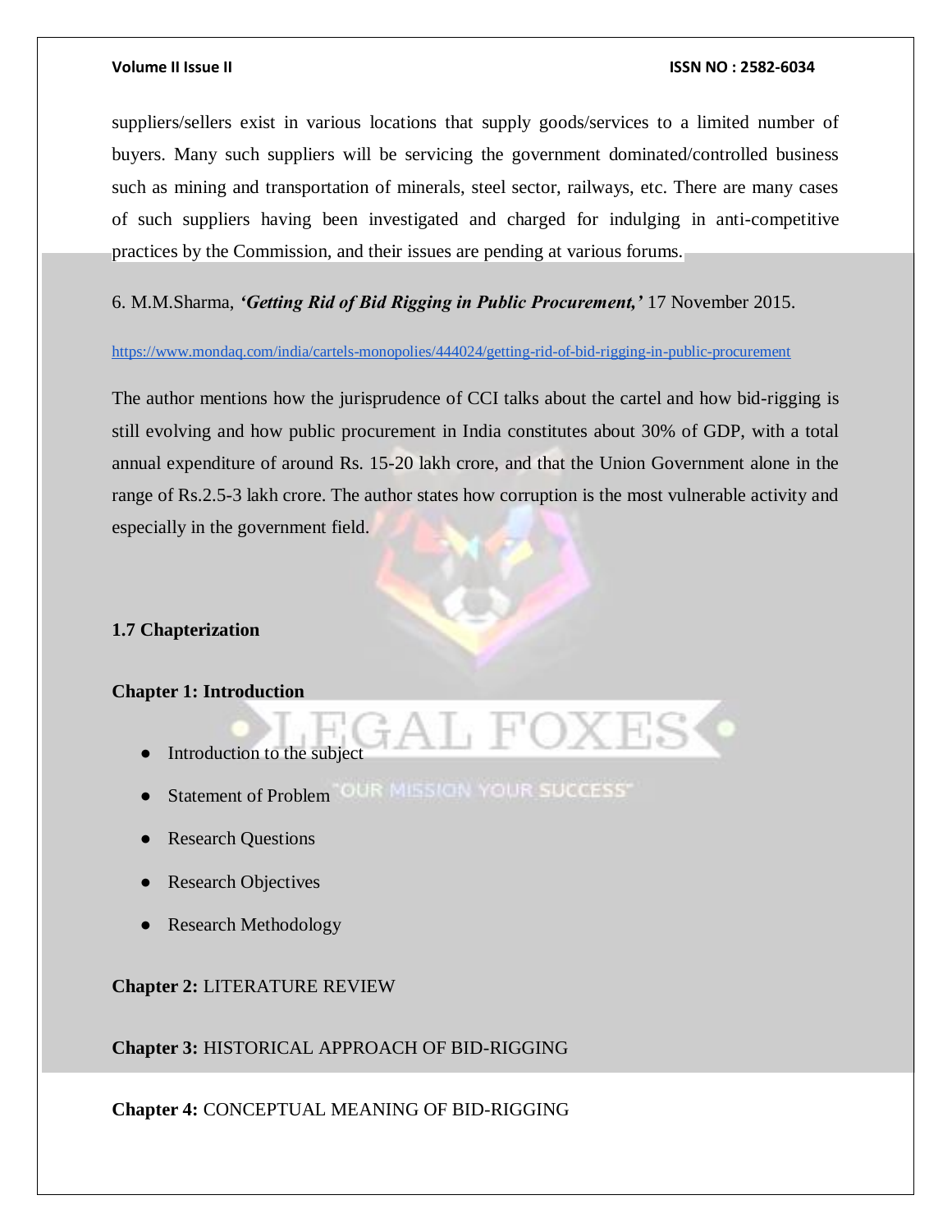suppliers/sellers exist in various locations that supply goods/services to a limited number of buyers. Many such suppliers will be servicing the government dominated/controlled business such as mining and transportation of minerals, steel sector, railways, etc. There are many cases of such suppliers having been investigated and charged for indulging in anti-competitive practices by the Commission, and their issues are pending at various forums.

6. M.M.Sharma, ***'Getting Rid of Bid Rigging in Public Procurement,'*** 17 November 2015.

https://www.mondaq.com/india/cartels-monopolies/444024/getting-rid-of-bid-rigging-in-public-procurement

The author mentions how the jurisprudence of CCI talks about the cartel and how bid-rigging is still evolving and how public procurement in India constitutes about 30% of GDP, with a total annual expenditure of around Rs. 15-20 lakh crore, and that the Union Government alone in the range of Rs.2.5-3 lakh crore. The author states how corruption is the most vulnerable activity and especially in the government field.

### 1.7 Chapterization

**Chapter 1: Introduction**

- Introduction to the subject
- Statement of Problem
- Research Questions
- Research Objectives
- Research Methodology

**Chapter 2:** LITERATURE REVIEW

**Chapter 3:** HISTORICAL APPROACH OF BID-RIGGING

**Chapter 4:** CONCEPTUAL MEANING OF BID-RIGGING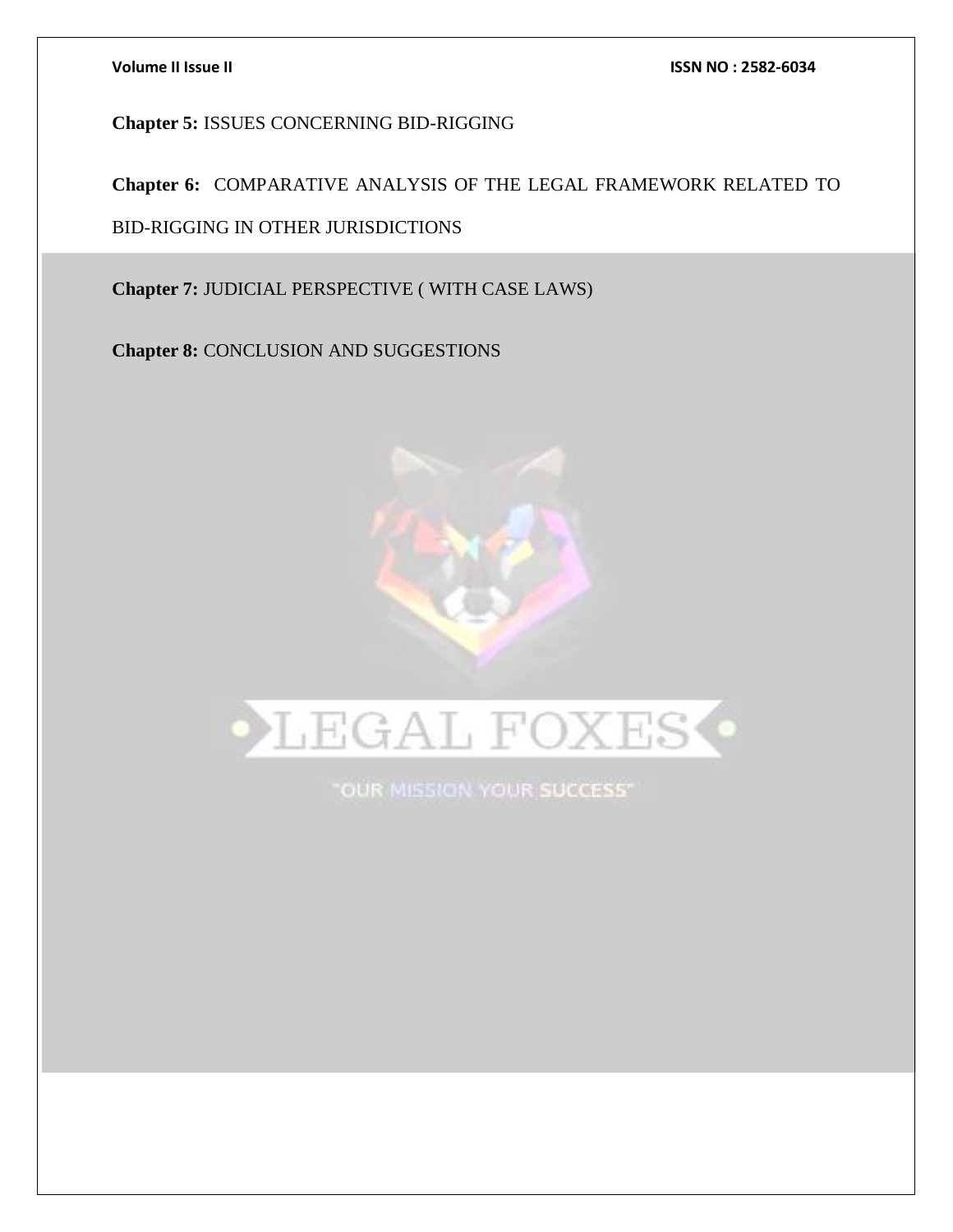**Chapter 5:** ISSUES CONCERNING BID-RIGGING

**Chapter 6:** COMPARATIVE ANALYSIS OF THE LEGAL FRAMEWORK RELATED TO BID-RIGGING IN OTHER JURISDICTIONS

**Chapter 7:** JUDICIAL PERSPECTIVE ( WITH CASE LAWS)

**Chapter 8:** CONCLUSION AND SUGGESTIONS